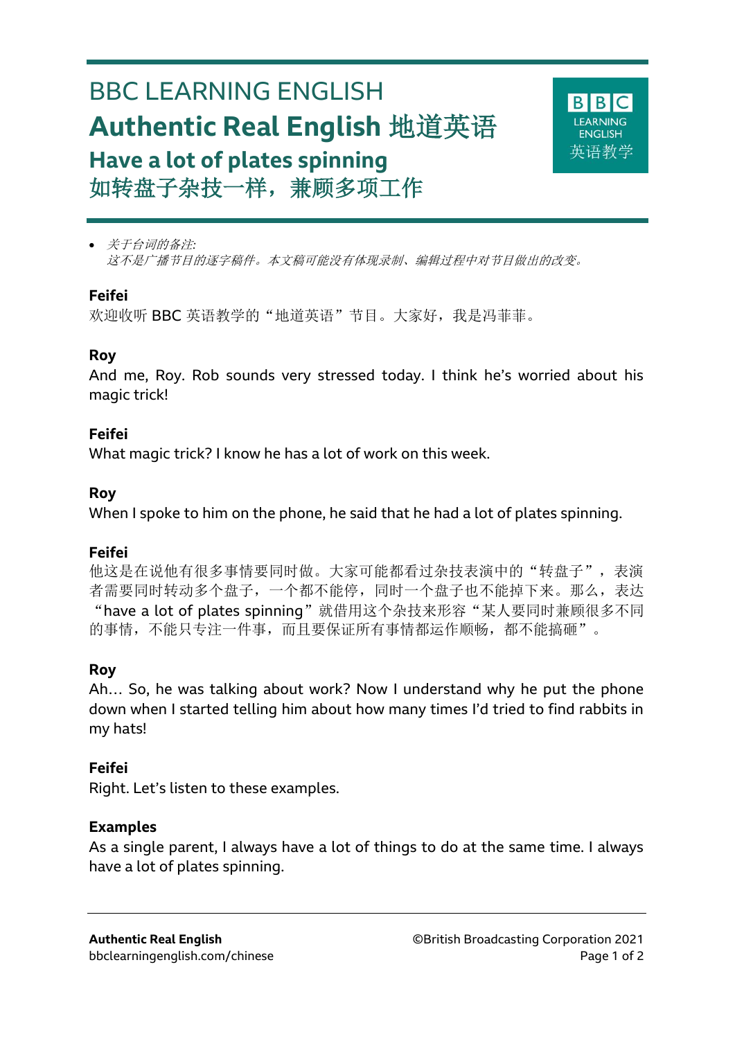# BBC LEARNING ENGLISH

## Authentic Real English 地道英语

## Have a lot of plates spinning

## 如转盘子杂技一样，兼顾多项工作

- *关于台词的备注:*
  *这不是广播节目的逐字稿件。本文稿可能没有体现录制、编辑过程中对节目做出的改变。*

**Feifei**

欢迎收听 BBC 英语教学的“地道英语”节目。大家好，我是冯菲菲。

**Roy**

And me, Roy. Rob sounds very stressed today. I think he's worried about his magic trick!

**Feifei**

What magic trick? I know he has a lot of work on this week.

**Roy**

When I spoke to him on the phone, he said that he had a lot of plates spinning.

**Feifei**

他这是在说他有很多事情要同时做。大家可能都看过杂技表演中的“转盘子”，表演者需要同时转动多个盘子，一个都不能停，同时一个盘子也不能掉下来。那么，表达“have a lot of plates spinning”就借用这个杂技来形容“某人要同时兼顾很多不同的事情，不能只专注一件事，而且要保证所有事情都运作顺畅，都不能搞砸”。

**Roy**

Ah… So, he was talking about work? Now I understand why he put the phone down when I started telling him about how many times I'd tried to find rabbits in my hats!

**Feifei**

Right. Let's listen to these examples.

**Examples**

As a single parent, I always have a lot of things to do at the same time. I always have a lot of plates spinning.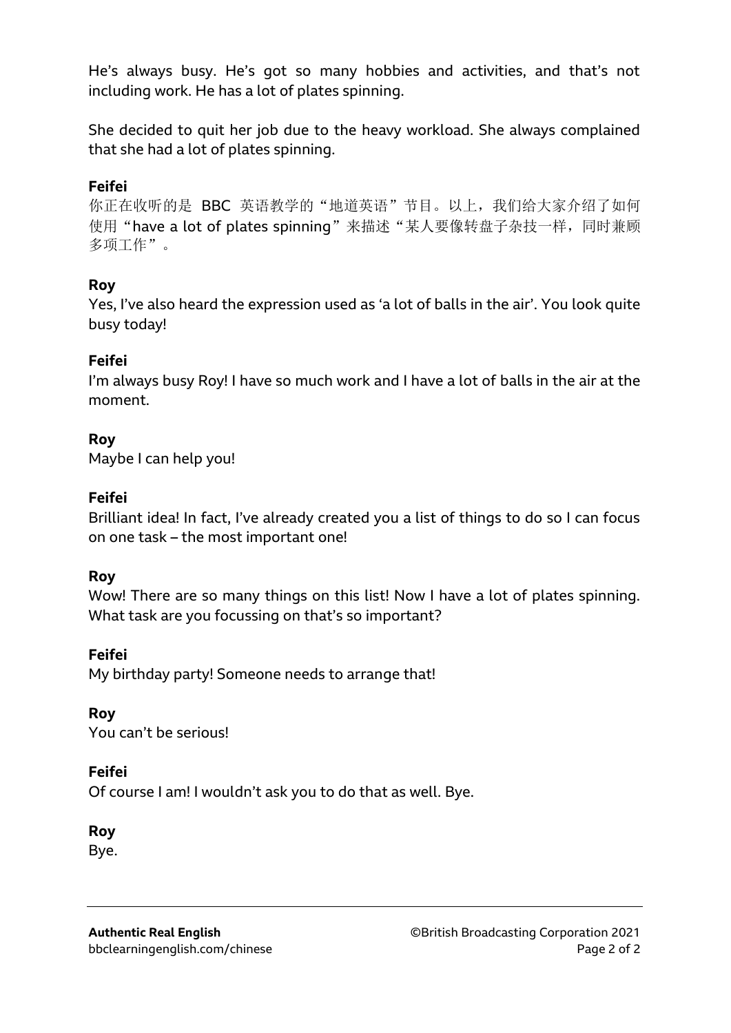He's always busy. He's got so many hobbies and activities, and that's not including work. He has a lot of plates spinning.

She decided to quit her job due to the heavy workload. She always complained that she had a lot of plates spinning.

**Feifei**

你正在收听的是 BBC 英语教学的"地道英语"节目。以上，我们给大家介绍了如何使用"have a lot of plates spinning"来描述"某人要像转盘子杂技一样，同时兼顾多项工作"。

**Roy**

Yes, I've also heard the expression used as 'a lot of balls in the air'. You look quite busy today!

**Feifei**

I'm always busy Roy! I have so much work and I have a lot of balls in the air at the moment.

**Roy**

Maybe I can help you!

**Feifei**

Brilliant idea! In fact, I've already created you a list of things to do so I can focus on one task – the most important one!

**Roy**

Wow! There are so many things on this list! Now I have a lot of plates spinning. What task are you focussing on that's so important?

**Feifei**

My birthday party! Someone needs to arrange that!

**Roy**

You can't be serious!

**Feifei**

Of course I am! I wouldn't ask you to do that as well. Bye.

**Roy**

Bye.